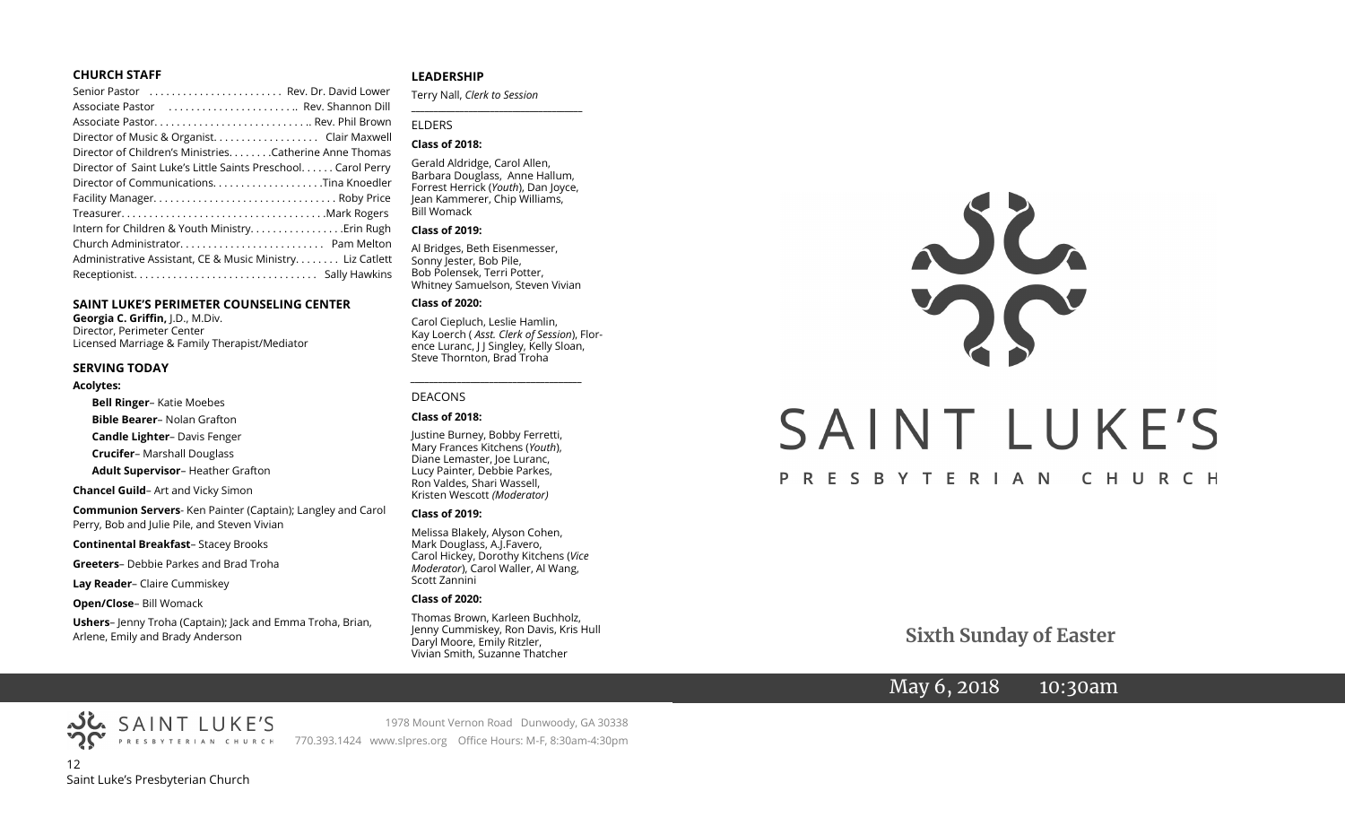## CHURCH STAFF

Senior Pastor . . . . . . . . . . . . . . . . . . . . . . . . Rev. Dr. David Lower
Associate Pastor . . . . . . . . . . . . . . . . . . . . . . .. Rev. Shannon Dill
Associate Pastor. . . . . . . . . . . . . . . . . . . . . . . . . . . .. Rev. Phil Brown
Director of Music & Organist. . . . . . . . . . . . . . . . . . Clair Maxwell
Director of Children's Ministries. . . . . . . . .Catherine Anne Thomas
Director of Saint Luke's Little Saints Preschool. . . . . . Carol Perry
Director of Communications. . . . . . . . . . . . . . . . . . . .Tina Knoedler
Facility Manager. . . . . . . . . . . . . . . . . . . . . . . . . . . . . . . . Roby Price
Treasurer. . . . . . . . . . . . . . . . . . . . . . . . . . . . . . . . . . . .Mark Rogers
Intern for Children & Youth Ministry. . . . . . . . . . . . . . . . .Erin Rugh
Church Administrator. . . . . . . . . . . . . . . . . . . . . . . . . . Pam Melton
Administrative Assistant, CE & Music Ministry. . . . . . . . Liz Catlett
Receptionist. . . . . . . . . . . . . . . . . . . . . . . . . . . . . . . . . Sally Hawkins

## SAINT LUKE'S PERIMETER COUNSELING CENTER

**Georgia C. Griffin,** J.D., M.Div.
Director, Perimeter Center
Licensed Marriage & Family Therapist/Mediator

## SERVING TODAY

**Acolytes:**

- **Bell Ringer**– Katie Moebes
- **Bible Bearer**– Nolan Grafton
- **Candle Lighter**– Davis Fenger
- **Crucifer**– Marshall Douglass
- **Adult Supervisor**– Heather Grafton

**Chancel Guild**– Art and Vicky Simon

**Communion Servers**- Ken Painter (Captain); Langley and Carol Perry, Bob and Julie Pile, and Steven Vivian

**Continental Breakfast**– Stacey Brooks

**Greeters**– Debbie Parkes and Brad Troha

**Lay Reader**– Claire Cummiskey

**Open/Close**– Bill Womack

**Ushers**– Jenny Troha (Captain); Jack and Emma Troha, Brian, Arlene, Emily and Brady Anderson

## LEADERSHIP

Terry Nall, *Clerk to Session*

### ELDERS

**Class of 2018:**

Gerald Aldridge, Carol Allen, Barbara Douglass, Anne Hallum, Forrest Herrick (*Youth*), Dan Joyce, Jean Kammerer, Chip Williams, Bill Womack

**Class of 2019:**

Al Bridges, Beth Eisenmesser, Sonny Jester, Bob Pile, Bob Polensek, Terri Potter, Whitney Samuelson, Steven Vivian

**Class of 2020:**

Carol Ciepluch, Leslie Hamlin, Kay Loerch ( *Asst. Clerk of Session*), Florence Luranc, J J Singley, Kelly Sloan, Steve Thornton, Brad Troha

### DEACONS

**Class of 2018:**

Justine Burney, Bobby Ferretti, Mary Frances Kitchens (*Youth*), Diane Lemaster, Joe Luranc, Lucy Painter, Debbie Parkes, Ron Valdes, Shari Wassell, Kristen Wescott *(Moderator)*

**Class of 2019:**

Melissa Blakely, Alyson Cohen, Mark Douglass, A.J.Favero, Carol Hickey, Dorothy Kitchens (*Vice Moderator*), Carol Waller, Al Wang, Scott Zannini

**Class of 2020:**

Thomas Brown, Karleen Buchholz, Jenny Cummiskey, Ron Davis, Kris Hull Daryl Moore, Emily Ritzler, Vivian Smith, Suzanne Thatcher

SAINT LUKE'S
PRESBYTERIAN CHURCH

1978 Mount Vernon Road Dunwoody, GA 30338
770.393.1424 www.slpres.org Office Hours: M-F, 8:30am-4:30pm

# SAINT LUKE'S

PRESBYTERIAN CHURCH

## Sixth Sunday of Easter

May 6, 2018 10:30am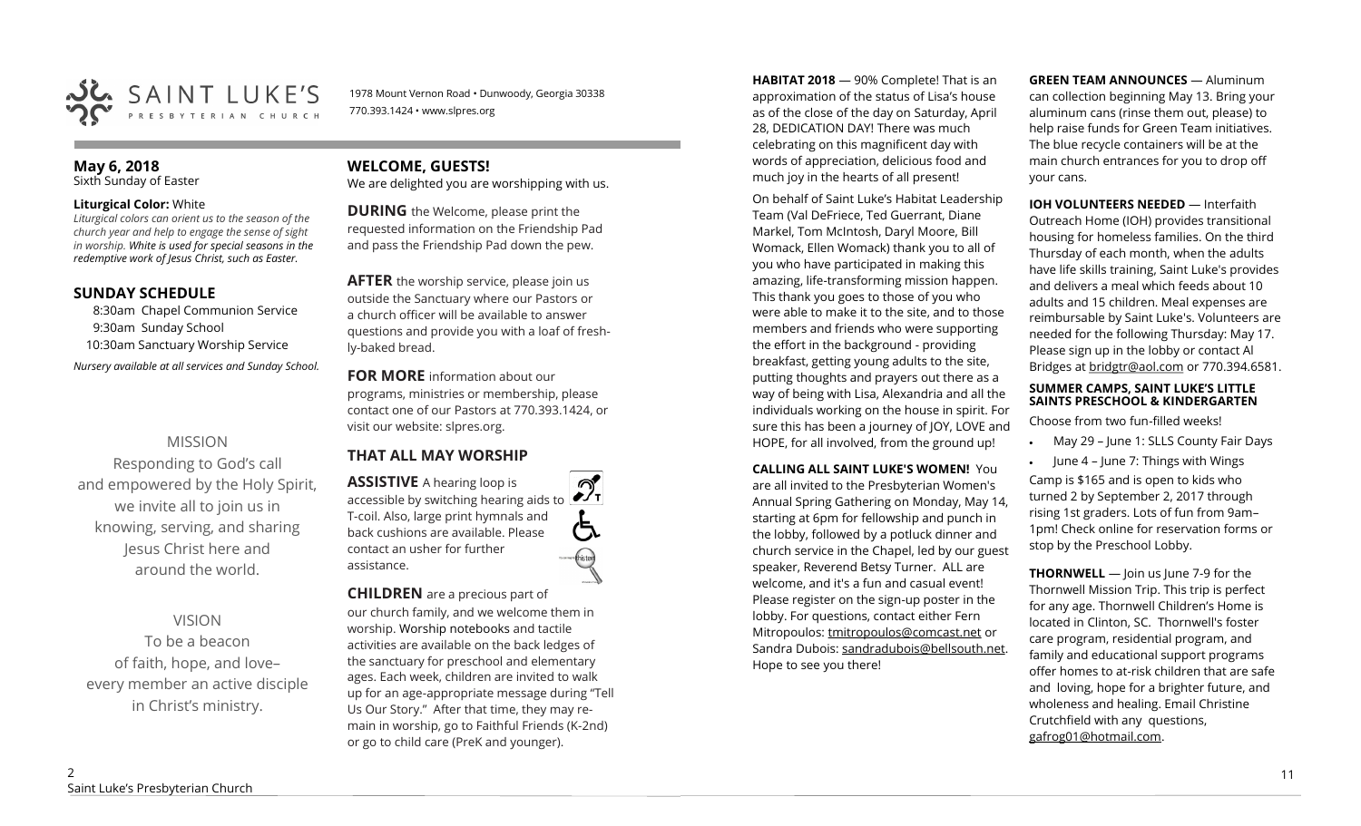SAINT LUKE'S PRESBYTERIAN CHURCH

1978 Mount Vernon Road • Dunwoody, Georgia 30338
770.393.1424 • www.slpres.org

**May 6, 2018**
Sixth Sunday of Easter

**Liturgical Color:** White
*Liturgical colors can orient us to the season of the church year and help to engage the sense of sight in worship. White is used for special seasons in the redemptive work of Jesus Christ, such as Easter.*

## SUNDAY SCHEDULE

8:30am Chapel Communion Service
9:30am Sunday School
10:30am Sanctuary Worship Service

*Nursery available at all services and Sunday School.*

MISSION

Responding to God's call and empowered by the Holy Spirit, we invite all to join us in knowing, serving, and sharing Jesus Christ here and around the world.

VISION

To be a beacon of faith, hope, and love– every member an active disciple in Christ's ministry.

## WELCOME, GUESTS!

We are delighted you are worshipping with us.

**DURING** the Welcome, please print the requested information on the Friendship Pad and pass the Friendship Pad down the pew.

**AFTER** the worship service, please join us outside the Sanctuary where our Pastors or a church officer will be available to answer questions and provide you with a loaf of freshly-baked bread.

**FOR MORE** information about our programs, ministries or membership, please contact one of our Pastors at 770.393.1424, or visit our website: slpres.org.

## THAT ALL MAY WORSHIP

**ASSISTIVE** A hearing loop is accessible by switching hearing aids to T-coil. Also, large print hymnals and back cushions are available. Please contact an usher for further assistance.

**CHILDREN** are a precious part of our church family, and we welcome them in worship. Worship notebooks and tactile activities are available on the back ledges of the sanctuary for preschool and elementary ages. Each week, children are invited to walk up for an age-appropriate message during "Tell Us Our Story." After that time, they may remain in worship, go to Faithful Friends (K-2nd) or go to child care (PreK and younger).

**HABITAT 2018** — 90% Complete! That is an approximation of the status of Lisa's house as of the close of the day on Saturday, April 28, DEDICATION DAY! There was much celebrating on this magnificent day with words of appreciation, delicious food and much joy in the hearts of all present!

On behalf of Saint Luke's Habitat Leadership Team (Val DeFriece, Ted Guerrant, Diane Markel, Tom McIntosh, Daryl Moore, Bill Womack, Ellen Womack) thank you to all of you who have participated in making this amazing, life-transforming mission happen. This thank you goes to those of you who were able to make it to the site, and to those members and friends who were supporting the effort in the background - providing breakfast, getting young adults to the site, putting thoughts and prayers out there as a way of being with Lisa, Alexandria and all the individuals working on the house in spirit. For sure this has been a journey of JOY, LOVE and HOPE, for all involved, from the ground up!

**CALLING ALL SAINT LUKE'S WOMEN!** You are all invited to the Presbyterian Women's Annual Spring Gathering on Monday, May 14, starting at 6pm for fellowship and punch in the lobby, followed by a potluck dinner and church service in the Chapel, led by our guest speaker, Reverend Betsy Turner. ALL are welcome, and it's a fun and casual event! Please register on the sign-up poster in the lobby. For questions, contact either Fern Mitropoulos: tmitropoulos@comcast.net or Sandra Dubois: sandradubois@bellsouth.net. Hope to see you there!

**GREEN TEAM ANNOUNCES** — Aluminum can collection beginning May 13. Bring your aluminum cans (rinse them out, please) to help raise funds for Green Team initiatives. The blue recycle containers will be at the main church entrances for you to drop off your cans.

**IOH VOLUNTEERS NEEDED** — Interfaith Outreach Home (IOH) provides transitional housing for homeless families. On the third Thursday of each month, when the adults have life skills training, Saint Luke's provides and delivers a meal which feeds about 10 adults and 15 children. Meal expenses are reimbursable by Saint Luke's. Volunteers are needed for the following Thursday: May 17. Please sign up in the lobby or contact Al Bridges at bridgtr@aol.com or 770.394.6581.

**SUMMER CAMPS, SAINT LUKE'S LITTLE SAINTS PRESCHOOL & KINDERGARTEN**

Choose from two fun-filled weeks!

- May 29 – June 1: SLLS County Fair Days
- June 4 – June 7: Things with Wings

Camp is $165 and is open to kids who turned 2 by September 2, 2017 through rising 1st graders. Lots of fun from 9am–1pm! Check online for reservation forms or stop by the Preschool Lobby.

**THORNWELL** — Join us June 7-9 for the Thornwell Mission Trip. This trip is perfect for any age. Thornwell Children's Home is located in Clinton, SC. Thornwell's foster care program, residential program, and family and educational support programs offer homes to at-risk children that are safe and loving, hope for a brighter future, and wholeness and healing. Email Christine Crutchfield with any questions, gafrog01@hotmail.com.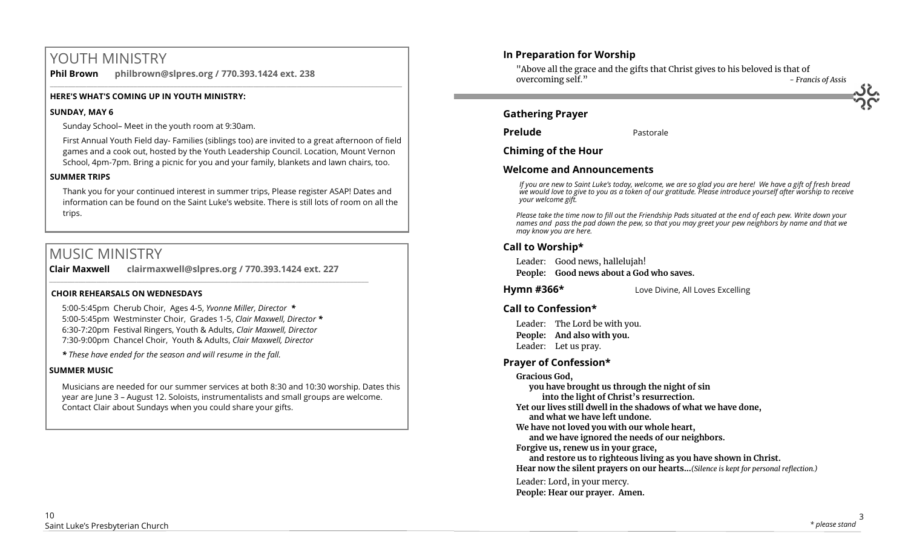# YOUTH MINISTRY

**Phil Brown** **philbrown@slpres.org / 770.393.1424 ext. 238**

**HERE'S WHAT'S COMING UP IN YOUTH MINISTRY:**

**SUNDAY, MAY 6**

Sunday School– Meet in the youth room at 9:30am.

First Annual Youth Field day- Families (siblings too) are invited to a great afternoon of field games and a cook out, hosted by the Youth Leadership Council. Location, Mount Vernon School, 4pm-7pm. Bring a picnic for you and your family, blankets and lawn chairs, too.

**SUMMER TRIPS**

Thank you for your continued interest in summer trips, Please register ASAP! Dates and information can be found on the Saint Luke's website. There is still lots of room on all the trips.

# MUSIC MINISTRY

**Clair Maxwell** **clairmaxwell@slpres.org / 770.393.1424 ext. 227**

**CHOIR REHEARSALS ON WEDNESDAYS**

5:00-5:45pm Cherub Choir, Ages 4-5, *Yvonne Miller, Director* **\***
5:00-5:45pm Westminster Choir, Grades 1-5, *Clair Maxwell, Director* **\***
6:30-7:20pm Festival Ringers, Youth & Adults, *Clair Maxwell, Director*
7:30-9:00pm Chancel Choir, Youth & Adults, *Clair Maxwell, Director*

***** *These have ended for the season and will resume in the fall.*

**SUMMER MUSIC**

Musicians are needed for our summer services at both 8:30 and 10:30 worship. Dates this year are June 3 – August 12. Soloists, instrumentalists and small groups are welcome. Contact Clair about Sundays when you could share your gifts.

### In Preparation for Worship

"Above all the grace and the gifts that Christ gives to his beloved is that of overcoming self." *- Francis of Assis*

### Gathering Prayer

**Prelude** Pastorale

### Chiming of the Hour

### Welcome and Announcements

*If you are new to Saint Luke's today, welcome, we are so glad you are here! We have a gift of fresh bread we would love to give to you as a token of our gratitude. Please introduce yourself after worship to receive your welcome gift.*

*Please take the time now to fill out the Friendship Pads situated at the end of each pew. Write down your names and pass the pad down the pew, so that you may greet your pew neighbors by name and that we may know you are here.*

### Call to Worship*

Leader: Good news, hallelujah!
**People: Good news about a God who saves.**

**Hymn #366*** Love Divine, All Loves Excelling

### Call to Confession*

Leader: The Lord be with you.
**People: And also with you.**
Leader: Let us pray.

### Prayer of Confession*

**Gracious God,**
**you have brought us through the night of sin**
**into the light of Christ's resurrection.**
**Yet our lives still dwell in the shadows of what we have done,**
**and what we have left undone.**
**We have not loved you with our whole heart,**
**and we have ignored the needs of our neighbors.**
**Forgive us, renew us in your grace,**
**and restore us to righteous living as you have shown in Christ.**
**Hear now the silent prayers on our hearts...***(Silence is kept for personal reflection.)*

Leader: Lord, in your mercy.
**People: Hear our prayer. Amen.**

*\* please stand*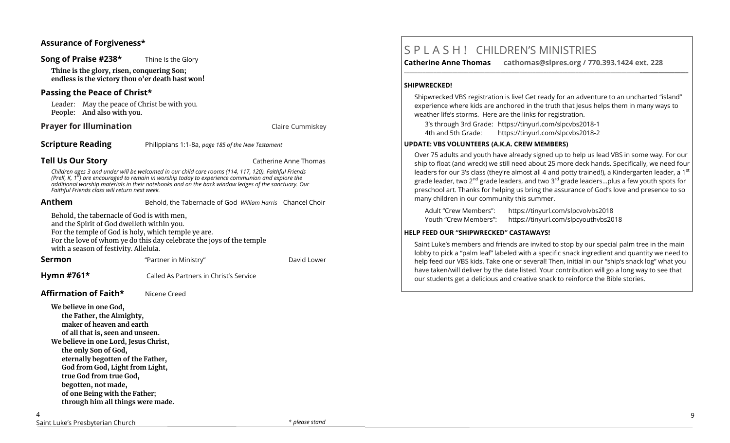**Assurance of Forgiveness***

**Song of Praise #238*** Thine Is the Glory

**Thine is the glory, risen, conquering Son;**
**endless is the victory thou o'er death hast won!**

## Passing the Peace of Christ*

Leader: May the peace of Christ be with you.
**People: And also with you.**

**Prayer for Illumination** Claire Cummiskey

**Scripture Reading** Philippians 1:1-8a, *page 185 of the New Testament*

**Tell Us Our Story** Catherine Anne Thomas

*Children ages 3 and under will be welcomed in our child care rooms (114, 117, 120). Faithful Friends (PreK, K, 1st) are encouraged to remain in worship today to experience communion and explore the additional worship materials in their notebooks and on the back window ledges of the sanctuary. Our Faithful Friends class will return next week.*

**Anthem** Behold, the Tabernacle of God *William Harris* Chancel Choir

Behold, the tabernacle of God is with men,
and the Spirit of God dwelleth within you.
For the temple of God is holy, which temple ye are.
For the love of whom ye do this day celebrate the joys of the temple
with a season of festivity. Alleluia.

**Sermon** "Partner in Ministry" David Lower

**Hymn #761*** Called As Partners in Christ's Service

**Affirmation of Faith*** Nicene Creed

**We believe in one God,**
**the Father, the Almighty,**
**maker of heaven and earth**
**of all that is, seen and unseen.**
**We believe in one Lord, Jesus Christ,**
**the only Son of God,**
**eternally begotten of the Father,**
**God from God, Light from Light,**
**true God from true God,**
**begotten, not made,**
**of one Being with the Father;**
**through him all things were made.**

Saint Luke's Presbyterian Church

\* please stand

# S P L A S H ! CHILDREN'S MINISTRIES

**Catherine Anne Thomas cathomas@slpres.org / 770.393.1424 ext. 228**

### SHIPWRECKED!

Shipwrecked VBS registration is live! Get ready for an adventure to an uncharted "island" experience where kids are anchored in the truth that Jesus helps them in many ways to weather life's storms. Here are the links for registration.

3's through 3rd Grade: https://tinyurl.com/slpcvbs2018-1
4th and 5th Grade: https://tinyurl.com/slpcvbs2018-2

### UPDATE: VBS VOLUNTEERS (A.K.A. CREW MEMBERS)

Over 75 adults and youth have already signed up to help us lead VBS in some way. For our ship to float (and wreck) we still need about 25 more deck hands. Specifically, we need four leaders for our 3's class (they're almost all 4 and potty trained!), a Kindergarten leader, a 1st grade leader, two 2nd grade leaders, and two 3rd grade leaders…plus a few youth spots for preschool art. Thanks for helping us bring the assurance of God's love and presence to so many children in our community this summer.

Adult "Crew Members": https://tinyurl.com/slpcvolvbs2018
Youth "Crew Members": https://tinyurl.com/slpcyouthvbs2018

### HELP FEED OUR "SHIPWRECKED" CASTAWAYS!

Saint Luke's members and friends are invited to stop by our special palm tree in the main lobby to pick a "palm leaf" labeled with a specific snack ingredient and quantity we need to help feed our VBS kids. Take one or several! Then, initial in our "ship's snack log" what you have taken/will deliver by the date listed. Your contribution will go a long way to see that our students get a delicious and creative snack to reinforce the Bible stories.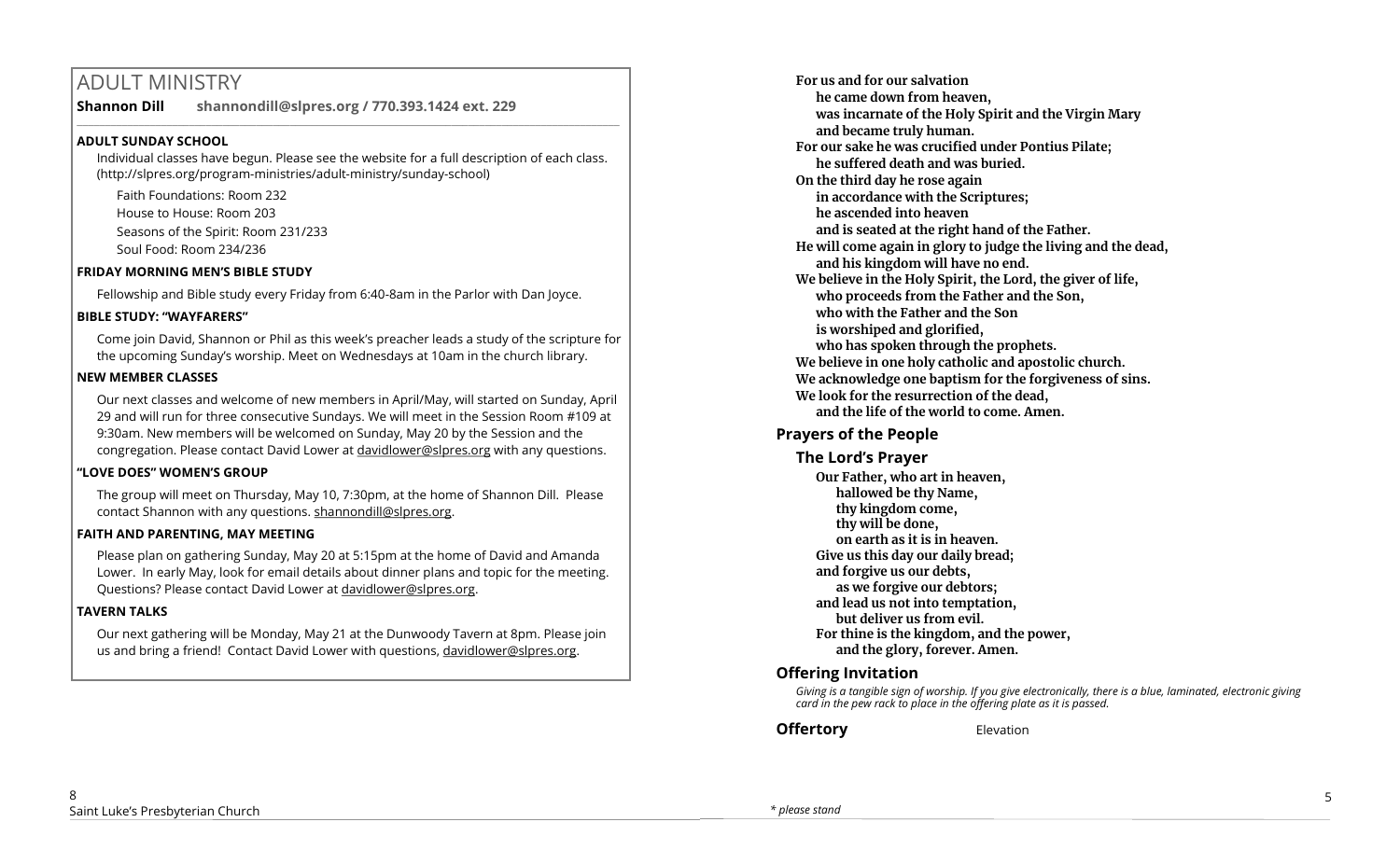# ADULT MINISTRY

**Shannon Dill shannondill@slpres.org / 770.393.1424 ext. 229**

### ADULT SUNDAY SCHOOL

Individual classes have begun. Please see the website for a full description of each class. (http://slpres.org/program-ministries/adult-ministry/sunday-school)

Faith Foundations: Room 232

House to House: Room 203

Seasons of the Spirit: Room 231/233

Soul Food: Room 234/236

### FRIDAY MORNING MEN'S BIBLE STUDY

Fellowship and Bible study every Friday from 6:40-8am in the Parlor with Dan Joyce.

### BIBLE STUDY: "WAYFARERS"

Come join David, Shannon or Phil as this week's preacher leads a study of the scripture for the upcoming Sunday's worship. Meet on Wednesdays at 10am in the church library.

### NEW MEMBER CLASSES

Our next classes and welcome of new members in April/May, will started on Sunday, April 29 and will run for three consecutive Sundays. We will meet in the Session Room #109 at 9:30am. New members will be welcomed on Sunday, May 20 by the Session and the congregation. Please contact David Lower at davidlower@slpres.org with any questions.

### "LOVE DOES" WOMEN'S GROUP

The group will meet on Thursday, May 10, 7:30pm, at the home of Shannon Dill. Please contact Shannon with any questions. shannondill@slpres.org.

### FAITH AND PARENTING, MAY MEETING

Please plan on gathering Sunday, May 20 at 5:15pm at the home of David and Amanda Lower. In early May, look for email details about dinner plans and topic for the meeting. Questions? Please contact David Lower at davidlower@slpres.org.

### TAVERN TALKS

Our next gathering will be Monday, May 21 at the Dunwoody Tavern at 8pm. Please join us and bring a friend! Contact David Lower with questions, davidlower@slpres.org.

**For us and for our salvation**
**he came down from heaven,**
**was incarnate of the Holy Spirit and the Virgin Mary**
**and became truly human.**
**For our sake he was crucified under Pontius Pilate;**
**he suffered death and was buried.**
**On the third day he rose again**
**in accordance with the Scriptures;**
**he ascended into heaven**
**and is seated at the right hand of the Father.**
**He will come again in glory to judge the living and the dead,**
**and his kingdom will have no end.**
**We believe in the Holy Spirit, the Lord, the giver of life,**
**who proceeds from the Father and the Son,**
**who with the Father and the Son**
**is worshiped and glorified,**
**who has spoken through the prophets.**
**We believe in one holy catholic and apostolic church.**
**We acknowledge one baptism for the forgiveness of sins.**
**We look for the resurrection of the dead,**
**and the life of the world to come. Amen.**

## Prayers of the People

### The Lord's Prayer

**Our Father, who art in heaven,**
**hallowed be thy Name,**
**thy kingdom come,**
**thy will be done,**
**on earth as it is in heaven.**
**Give us this day our daily bread;**
**and forgive us our debts,**
**as we forgive our debtors;**
**and lead us not into temptation,**
**but deliver us from evil.**
**For thine is the kingdom, and the power,**
**and the glory, forever. Amen.**

## Offering Invitation

*Giving is a tangible sign of worship. If you give electronically, there is a blue, laminated, electronic giving card in the pew rack to place in the offering plate as it is passed.*

**Offertory** Elevation

*\* please stand*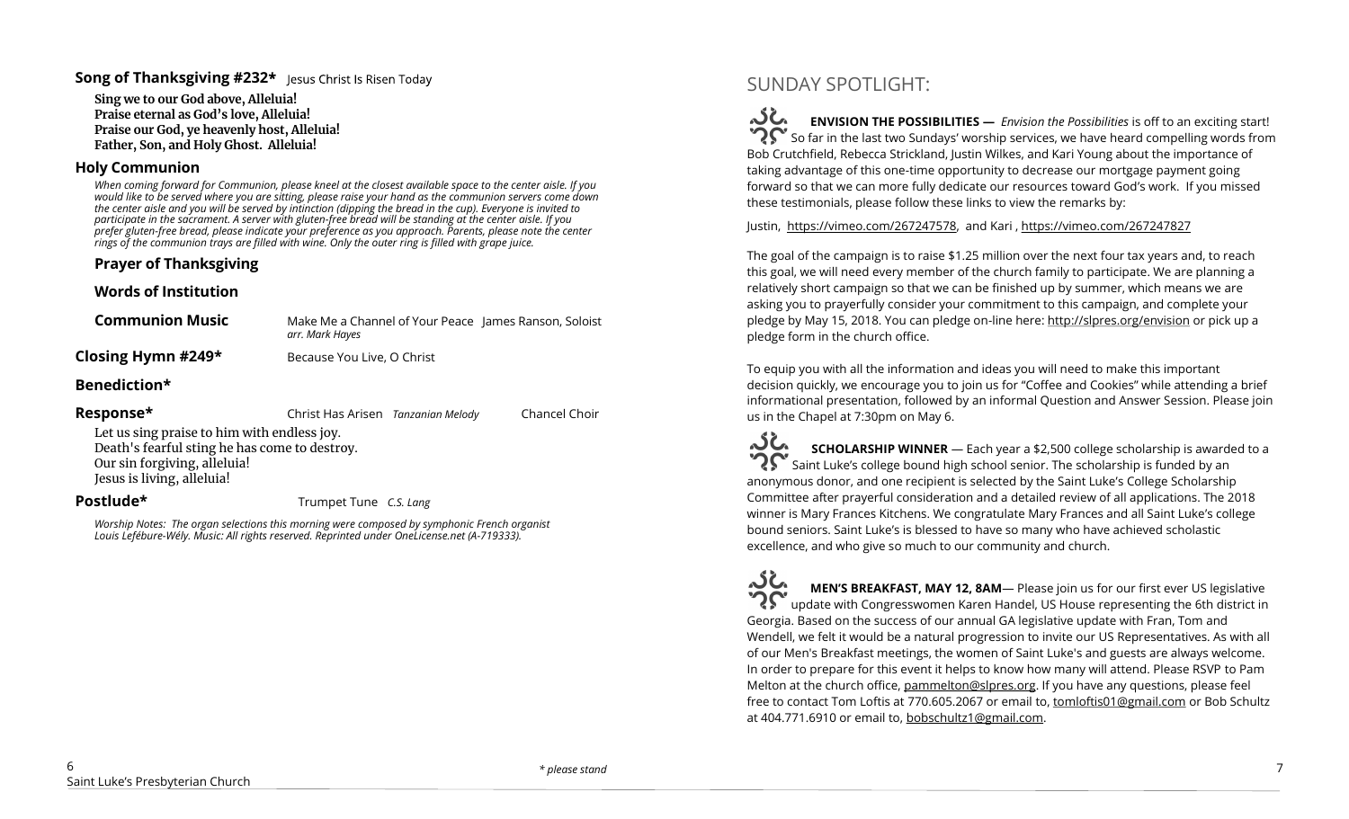**Song of Thanksgiving #232*** Jesus Christ Is Risen Today

**Sing we to our God above, Alleluia!**
**Praise eternal as God's love, Alleluia!**
**Praise our God, ye heavenly host, Alleluia!**
**Father, Son, and Holy Ghost. Alleluia!**

### Holy Communion

*When coming forward for Communion, please kneel at the closest available space to the center aisle. If you would like to be served where you are sitting, please raise your hand as the communion servers come down the center aisle and you will be served by intinction (dipping the bread in the cup). Everyone is invited to participate in the sacrament. A server with gluten-free bread will be standing at the center aisle. If you prefer gluten-free bread, please indicate your preference as you approach. Parents, please note the center rings of the communion trays are filled with wine. Only the outer ring is filled with grape juice.*

**Prayer of Thanksgiving**

**Words of Institution**

**Communion Music** Make Me a Channel of Your Peace James Ranson, Soloist
*arr. Mark Hayes*

**Closing Hymn #249*** Because You Live, O Christ

**Benediction***

**Response*** Christ Has Arisen *Tanzanian Melody* Chancel Choir

Let us sing praise to him with endless joy.
Death's fearful sting he has come to destroy.
Our sin forgiving, alleluia!
Jesus is living, alleluia!

**Postlude*** Trumpet Tune *C.S. Lang*

*Worship Notes: The organ selections this morning were composed by symphonic French organist Louis Lefébure-Wély. Music: All rights reserved. Reprinted under OneLicense.net (A-719333).*

*\* please stand*

## SUNDAY SPOTLIGHT:

**ENVISION THE POSSIBILITIES —** *Envision the Possibilities* is off to an exciting start! So far in the last two Sundays' worship services, we have heard compelling words from Bob Crutchfield, Rebecca Strickland, Justin Wilkes, and Kari Young about the importance of taking advantage of this one-time opportunity to decrease our mortgage payment going forward so that we can more fully dedicate our resources toward God's work. If you missed these testimonials, please follow these links to view the remarks by:

Justin, https://vimeo.com/267247578, and Kari , https://vimeo.com/267247827

The goal of the campaign is to raise $1.25 million over the next four tax years and, to reach this goal, we will need every member of the church family to participate. We are planning a relatively short campaign so that we can be finished up by summer, which means we are asking you to prayerfully consider your commitment to this campaign, and complete your pledge by May 15, 2018. You can pledge on-line here: http://slpres.org/envision or pick up a pledge form in the church office.

To equip you with all the information and ideas you will need to make this important decision quickly, we encourage you to join us for "Coffee and Cookies" while attending a brief informational presentation, followed by an informal Question and Answer Session. Please join us in the Chapel at 7:30pm on May 6.

**SCHOLARSHIP WINNER** — Each year a $2,500 college scholarship is awarded to a Saint Luke's college bound high school senior. The scholarship is funded by an anonymous donor, and one recipient is selected by the Saint Luke's College Scholarship Committee after prayerful consideration and a detailed review of all applications. The 2018 winner is Mary Frances Kitchens. We congratulate Mary Frances and all Saint Luke's college bound seniors. Saint Luke's is blessed to have so many who have achieved scholastic excellence, and who give so much to our community and church.

**MEN'S BREAKFAST, MAY 12, 8AM**— Please join us for our first ever US legislative update with Congresswomen Karen Handel, US House representing the 6th district in Georgia. Based on the success of our annual GA legislative update with Fran, Tom and Wendell, we felt it would be a natural progression to invite our US Representatives. As with all of our Men's Breakfast meetings, the women of Saint Luke's and guests are always welcome. In order to prepare for this event it helps to know how many will attend. Please RSVP to Pam Melton at the church office, pammelton@slpres.org. If you have any questions, please feel free to contact Tom Loftis at 770.605.2067 or email to, tomloftis01@gmail.com or Bob Schultz at 404.771.6910 or email to, bobschultz1@gmail.com.